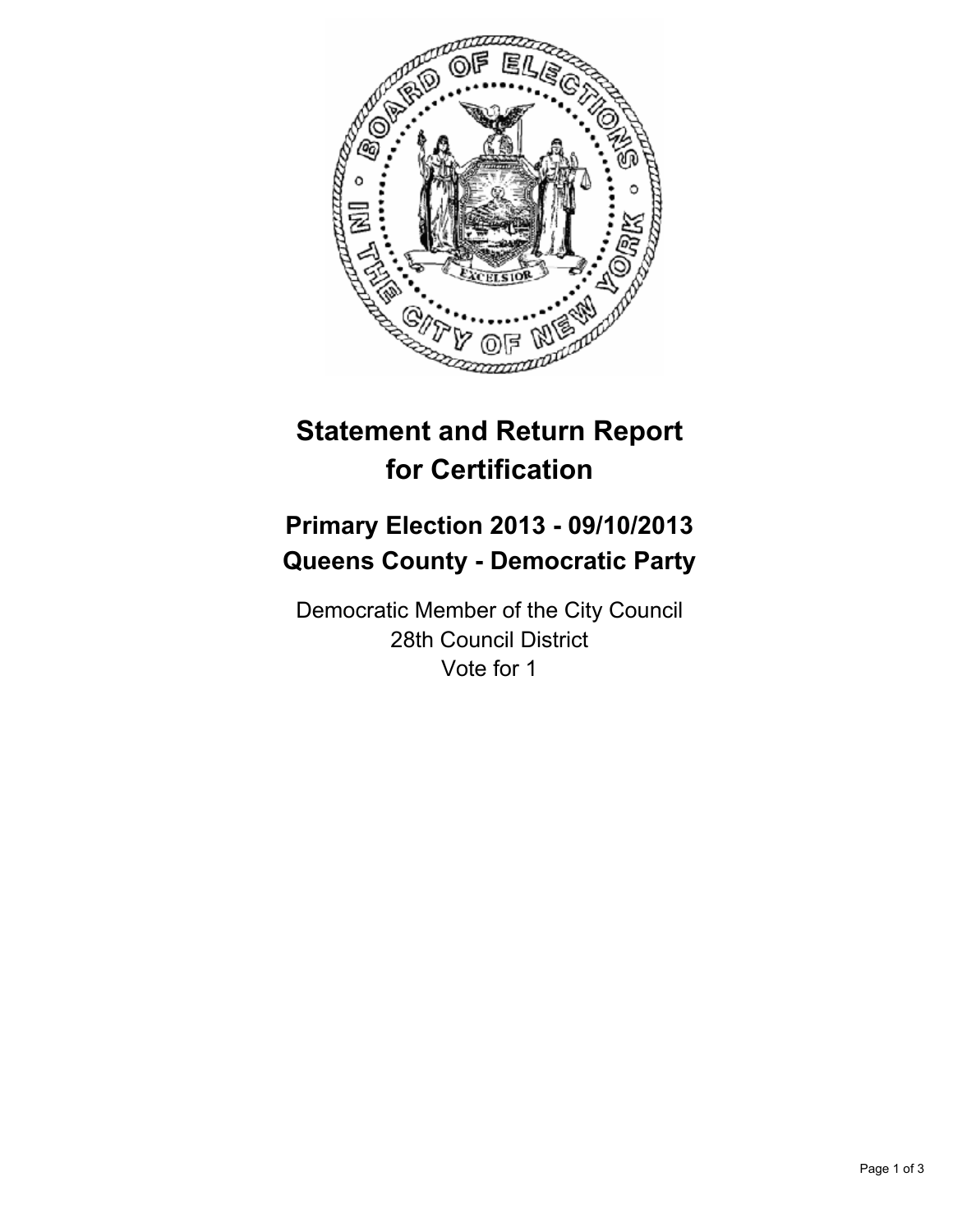# Statement and Return Report for Certification

## Primary Election 2013 - 09/10/2013
## Queens County - Democratic Party

Democratic Member of the City Council
28th Council District
Vote for 1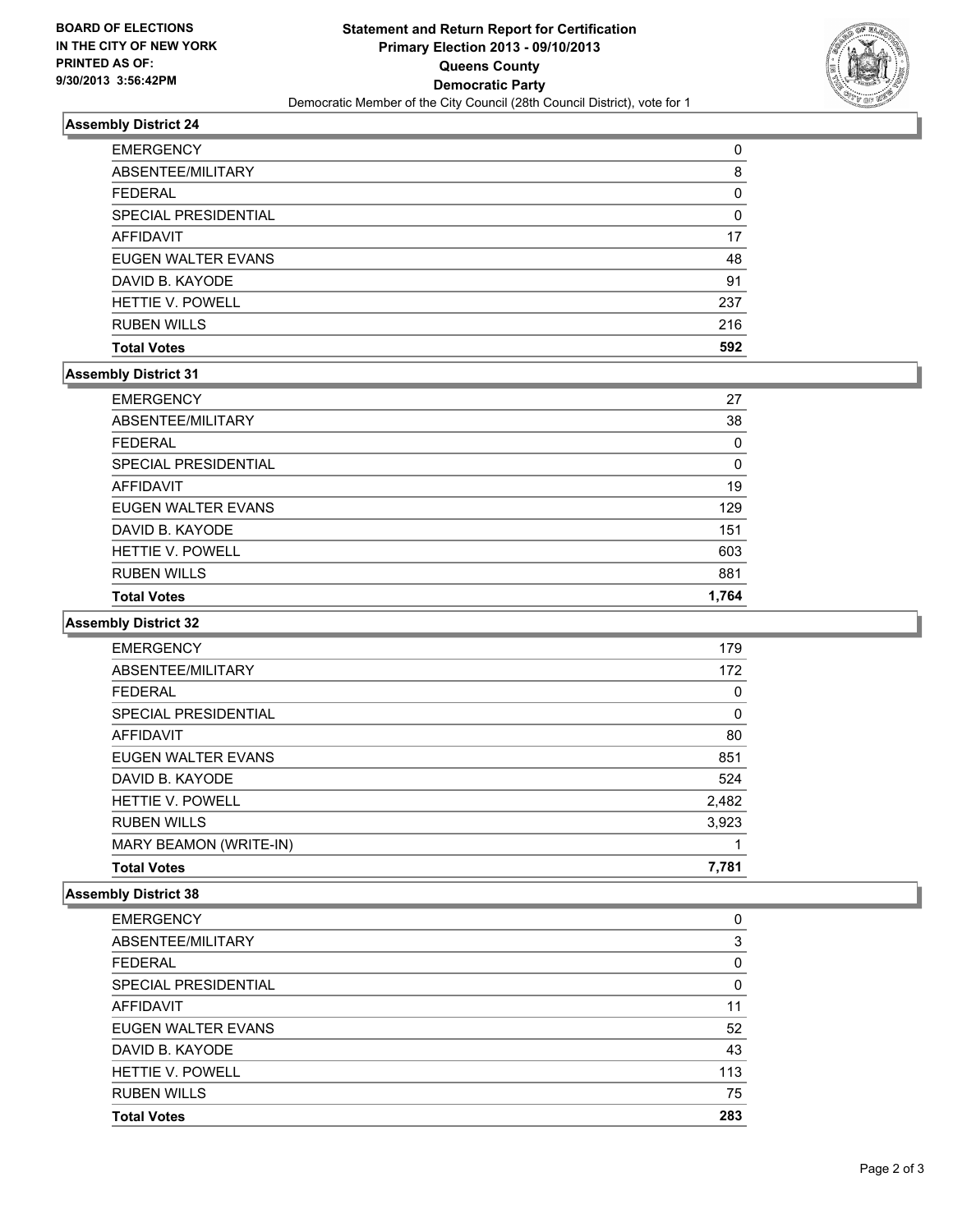**BOARD OF ELECTIONS IN THE CITY OF NEW YORK PRINTED AS OF: 9/30/2013 3:56:42PM**

# Statement and Return Report for Certification
## Primary Election 2013 - 09/10/2013
## Queens County
## Democratic Party
Democratic Member of the City Council (28th Council District), vote for 1

### Assembly District 24

| | |
|---|---|
| EMERGENCY | 0 |
| ABSENTEE/MILITARY | 8 |
| FEDERAL | 0 |
| SPECIAL PRESIDENTIAL | 0 |
| AFFIDAVIT | 17 |
| EUGEN WALTER EVANS | 48 |
| DAVID B. KAYODE | 91 |
| HETTIE V. POWELL | 237 |
| RUBEN WILLS | 216 |
| **Total Votes** | **592** |

### Assembly District 31

| | |
|---|---|
| EMERGENCY | 27 |
| ABSENTEE/MILITARY | 38 |
| FEDERAL | 0 |
| SPECIAL PRESIDENTIAL | 0 |
| AFFIDAVIT | 19 |
| EUGEN WALTER EVANS | 129 |
| DAVID B. KAYODE | 151 |
| HETTIE V. POWELL | 603 |
| RUBEN WILLS | 881 |
| **Total Votes** | **1,764** |

### Assembly District 32

| | |
|---|---|
| EMERGENCY | 179 |
| ABSENTEE/MILITARY | 172 |
| FEDERAL | 0 |
| SPECIAL PRESIDENTIAL | 0 |
| AFFIDAVIT | 80 |
| EUGEN WALTER EVANS | 851 |
| DAVID B. KAYODE | 524 |
| HETTIE V. POWELL | 2,482 |
| RUBEN WILLS | 3,923 |
| MARY BEAMON (WRITE-IN) | 1 |
| **Total Votes** | **7,781** |

### Assembly District 38

| | |
|---|---|
| EMERGENCY | 0 |
| ABSENTEE/MILITARY | 3 |
| FEDERAL | 0 |
| SPECIAL PRESIDENTIAL | 0 |
| AFFIDAVIT | 11 |
| EUGEN WALTER EVANS | 52 |
| DAVID B. KAYODE | 43 |
| HETTIE V. POWELL | 113 |
| RUBEN WILLS | 75 |
| **Total Votes** | **283** |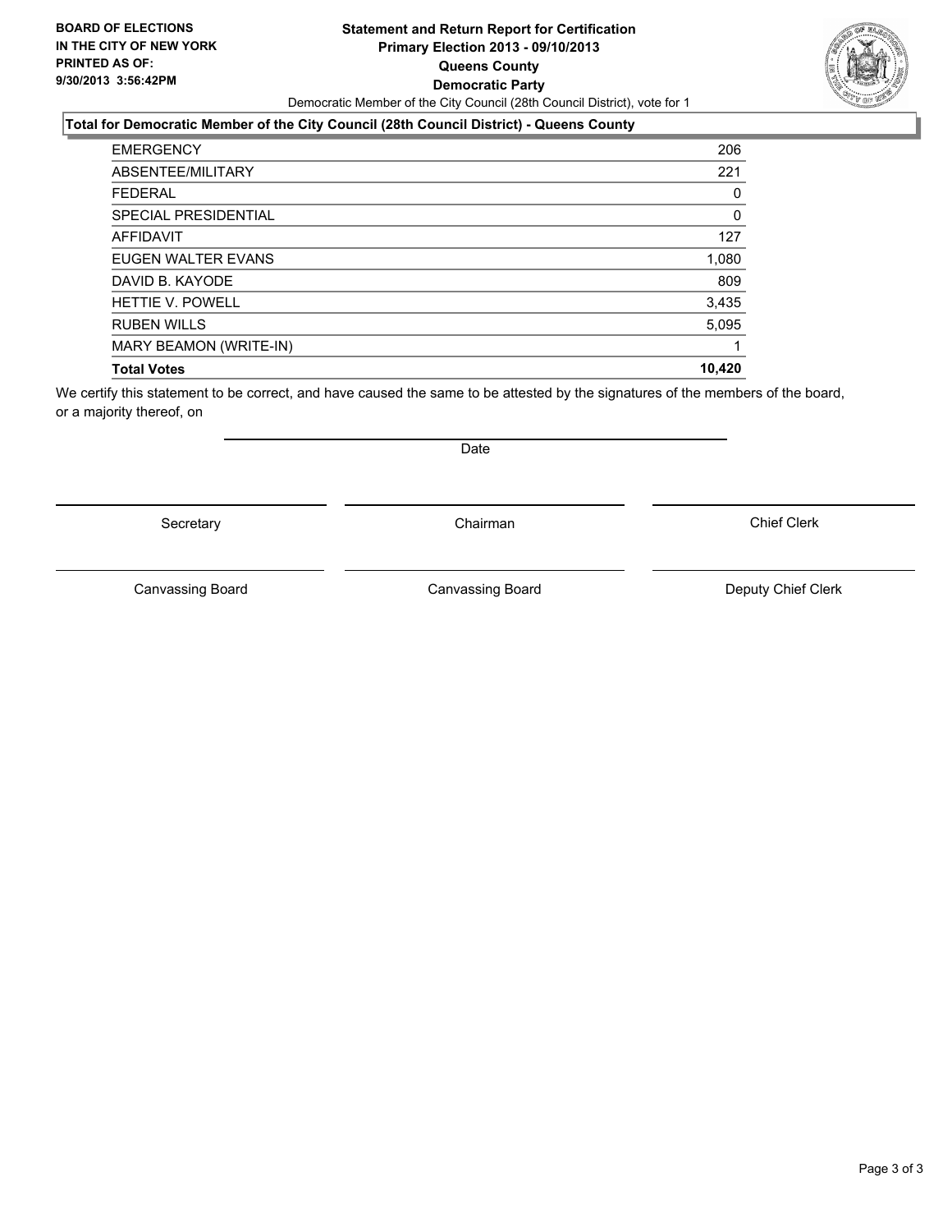**BOARD OF ELECTIONS IN THE CITY OF NEW YORK PRINTED AS OF: 9/30/2013 3:56:42PM**

**Statement and Return Report for Certification**
**Primary Election 2013 - 09/10/2013**
**Queens County**
**Democratic Party**

Democratic Member of the City Council (28th Council District), vote for 1

**Total for Democratic Member of the City Council (28th Council District) - Queens County**

| | |
|---|---|
| EMERGENCY | 206 |
| ABSENTEE/MILITARY | 221 |
| FEDERAL | 0 |
| SPECIAL PRESIDENTIAL | 0 |
| AFFIDAVIT | 127 |
| EUGEN WALTER EVANS | 1,080 |
| DAVID B. KAYODE | 809 |
| HETTIE V. POWELL | 3,435 |
| RUBEN WILLS | 5,095 |
| MARY BEAMON (WRITE-IN) | 1 |
| **Total Votes** | **10,420** |

We certify this statement to be correct, and have caused the same to be attested by the signatures of the members of the board, or a majority thereof, on

Date

Secretary

Chairman

Chief Clerk

Canvassing Board

Canvassing Board

Deputy Chief Clerk